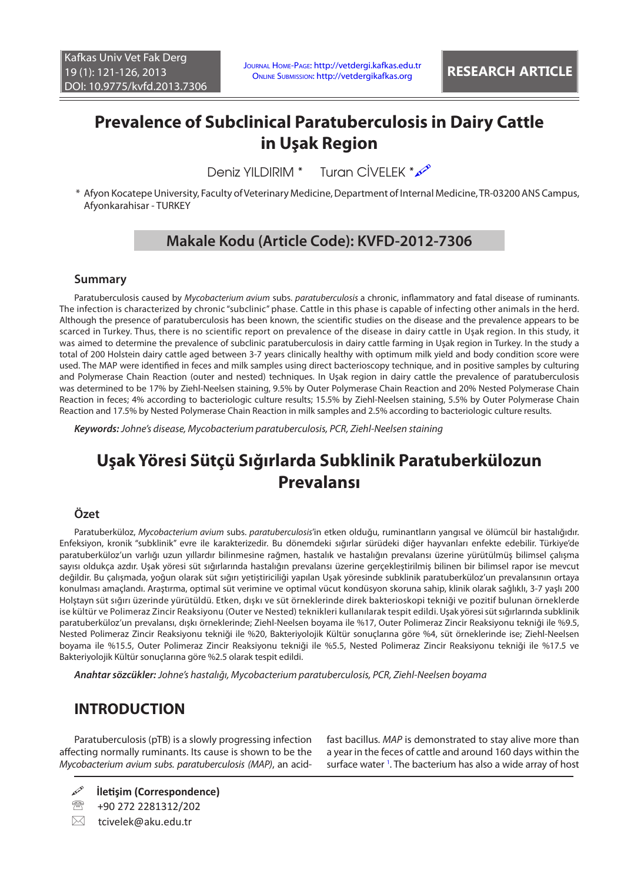# Prevalence of Subclinical Paratuberculosis in Dairy Cattle in Uşak Region

Deniz YILDIRIM * Turan CİVELEK *

\* Afyon Kocatepe University, Faculty of Veterinary Medicine, Department of Internal Medicine, TR-03200 ANS Campus, Afyonkarahisar - TURKEY

## Makale Kodu (Article Code): KVFD-2012-7306

### Summary

Paratuberculosis caused by *Mycobacterium avium* subs. *paratuberculosis* a chronic, inflammatory and fatal disease of ruminants. The infection is characterized by chronic "subclinic" phase. Cattle in this phase is capable of infecting other animals in the herd. Although the presence of paratuberculosis has been known, the scientific studies on the disease and the prevalence appears to be scarced in Turkey. Thus, there is no scientific report on prevalence of the disease in dairy cattle in Uşak region. In this study, it was aimed to determine the prevalence of subclinic paratuberculosis in dairy cattle farming in Uşak region in Turkey. In the study a total of 200 Holstein dairy cattle aged between 3-7 years clinically healthy with optimum milk yield and body condition score were used. The MAP were identified in feces and milk samples using direct bacterioscopy technique, and in positive samples by culturing and Polymerase Chain Reaction (outer and nested) techniques. In Uşak region in dairy cattle the prevalence of paratuberculosis was determined to be 17% by Ziehl-Neelsen staining, 9.5% by Outer Polymerase Chain Reaction and 20% Nested Polymerase Chain Reaction in feces; 4% according to bacteriologic culture results; 15.5% by Ziehl-Neelsen staining, 5.5% by Outer Polymerase Chain Reaction and 17.5% by Nested Polymerase Chain Reaction in milk samples and 2.5% according to bacteriologic culture results.

***Keywords:*** *Johne's disease, Mycobacterium paratuberculosis, PCR, Ziehl-Neelsen staining*

# Uşak Yöresi Sütçü Sığırlarda Subklinik Paratuberkülozun Prevalansı

### Özet

Paratuberküloz, *Mycobacterium avium* subs. *paratuberculosis*'in etken olduğu, ruminantların yangısal ve ölümcül bir hastalığıdır. Enfeksiyon, kronik "subklinik" evre ile karakterizedir. Bu dönemdeki sığırlar sürüdeki diğer hayvanları enfekte edebilir. Türkiye'de paratuberküloz'un varlığı uzun yıllardır bilinmesine rağmen, hastalık ve hastalığın prevalansı üzerine yürütülmüş bilimsel çalışma sayısı oldukça azdır. Uşak yöresi süt sığırlarında hastalığın prevalansı üzerine gerçekleştirilmiş bilinen bir bilimsel rapor ise mevcut değildir. Bu çalışmada, yoğun olarak süt sığırı yetiştiriciliği yapılan Uşak yöresinde subklinik paratuberküloz'un prevalansının ortaya konulması amaçlandı. Araştırma, optimal süt verimine ve optimal vücut kondüsyon skoruna sahip, klinik olarak sağlıklı, 3-7 yaşlı 200 Holştayn süt sığırı üzerinde yürütüldü. Etken, dışkı ve süt örneklerinde direk bakterioskopi tekniği ve pozitif bulunan örneklerde ise kültür ve Polimeraz Zincir Reaksiyonu (Outer ve Nested) teknikleri kullanılarak tespit edildi. Uşak yöresi süt sığırlarında subklinik paratuberküloz'un prevalansı, dışkı örneklerinde; Ziehl-Neelsen boyama ile %17, Outer Polimeraz Zincir Reaksiyonu tekniği ile %9.5, Nested Polimeraz Zincir Reaksiyonu tekniği ile %20, Bakteriyolojik Kültür sonuçlarına göre %4, süt örneklerinde ise; Ziehl-Neelsen boyama ile %15.5, Outer Polimeraz Zincir Reaksiyonu tekniği ile %5.5, Nested Polimeraz Zincir Reaksiyonu tekniği ile %17.5 ve Bakteriyolojik Kültür sonuçlarına göre %2.5 olarak tespit edildi.

***Anahtar sözcükler:*** *Johne's hastalığı, Mycobacterium paratuberculosis, PCR, Ziehl-Neelsen boyama*

## INTRODUCTION

Paratuberculosis (pTB) is a slowly progressing infection affecting normally ruminants. Its cause is shown to be the *Mycobacterium avium subs. paratuberculosis (MAP)*, an acid-fast bacillus. *MAP* is demonstrated to stay alive more than a year in the feces of cattle and around 160 days within the surface water [1]. The bacterium has also a wide array of host

**İletişim (Correspondence)**

+90 272 2281312/202

tcivelek@aku.edu.tr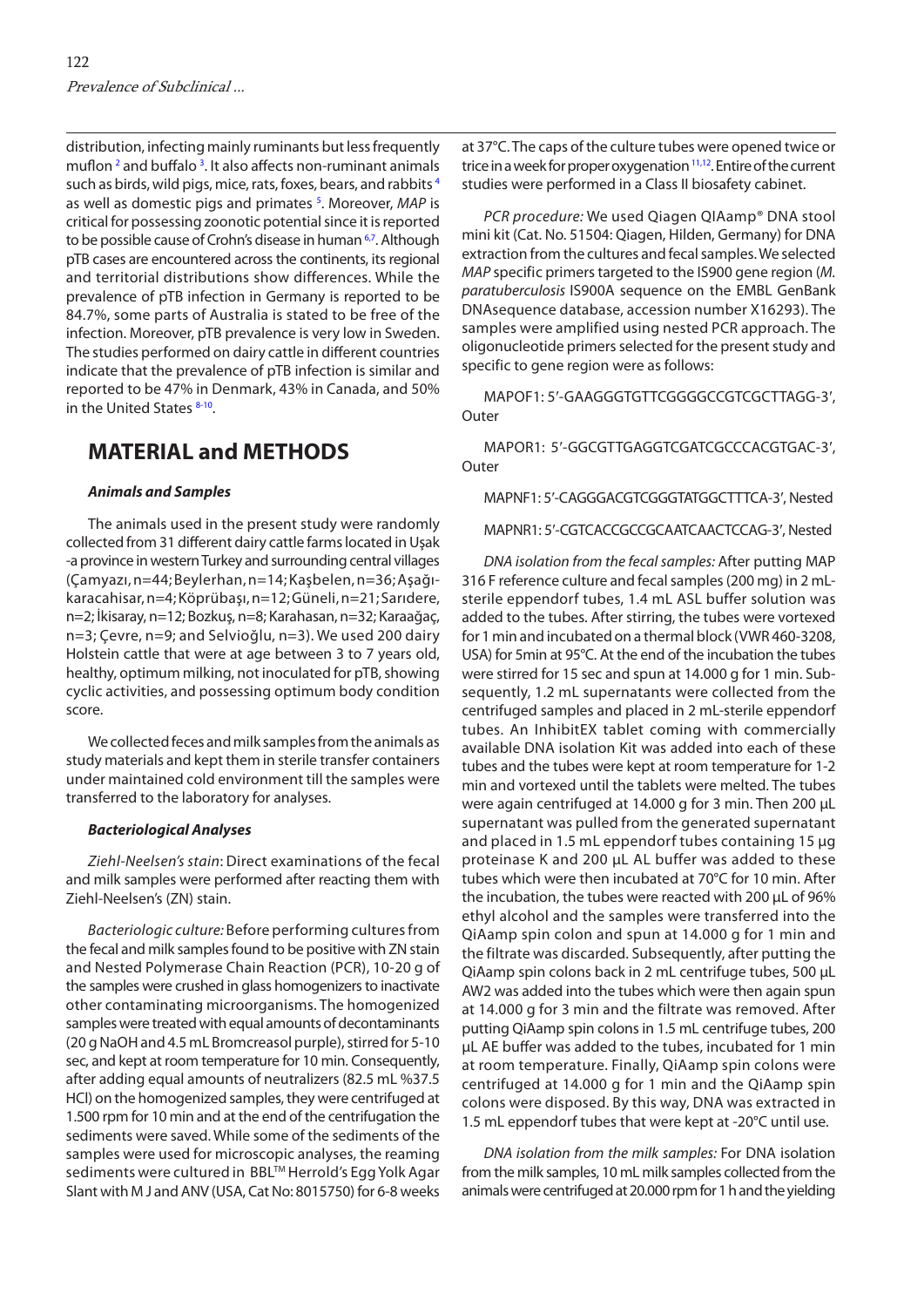distribution, infecting mainly ruminants but less frequently muflon [2] and buffalo [3]. It also affects non-ruminant animals such as birds, wild pigs, mice, rats, foxes, bears, and rabbits [4] as well as domestic pigs and primates [5]. Moreover, *MAP* is critical for possessing zoonotic potential since it is reported to be possible cause of Crohn's disease in human [6,7]. Although pTB cases are encountered across the continents, its regional and territorial distributions show differences. While the prevalence of pTB infection in Germany is reported to be 84.7%, some parts of Australia is stated to be free of the infection. Moreover, pTB prevalence is very low in Sweden. The studies performed on dairy cattle in different countries indicate that the prevalence of pTB infection is similar and reported to be 47% in Denmark, 43% in Canada, and 50% in the United States [8-10].

# MATERIAL and METHODS

### *Animals and Samples*

The animals used in the present study were randomly collected from 31 different dairy cattle farms located in Uşak -a province in western Turkey and surrounding central villages (Çamyazı, n=44; Beylerhan, n=14; Kaşbelen, n=36; Aşağı-karacahisar, n=4; Köprübaşı, n=12; Güneli, n=21; Sarıdere, n=2; İkisaray, n=12; Bozkuş, n=8; Karahasan, n=32; Karaağaç, n=3; Çevre, n=9; and Selvioğlu, n=3). We used 200 dairy Holstein cattle that were at age between 3 to 7 years old, healthy, optimum milking, not inoculated for pTB, showing cyclic activities, and possessing optimum body condition score.

We collected feces and milk samples from the animals as study materials and kept them in sterile transfer containers under maintained cold environment till the samples were transferred to the laboratory for analyses.

### *Bacteriological Analyses*

*Ziehl-Neelsen's stain*: Direct examinations of the fecal and milk samples were performed after reacting them with Ziehl-Neelsen's (ZN) stain.

*Bacteriologic culture:* Before performing cultures from the fecal and milk samples found to be positive with ZN stain and Nested Polymerase Chain Reaction (PCR), 10-20 g of the samples were crushed in glass homogenizers to inactivate other contaminating microorganisms. The homogenized samples were treated with equal amounts of decontaminants (20 g NaOH and 4.5 mL Bromcreasol purple), stirred for 5-10 sec, and kept at room temperature for 10 min. Consequently, after adding equal amounts of neutralizers (82.5 mL %37.5 HCl) on the homogenized samples, they were centrifuged at 1.500 rpm for 10 min and at the end of the centrifugation the sediments were saved. While some of the sediments of the samples were used for microscopic analyses, the reaming sediments were cultured in BBL™ Herrold's Egg Yolk Agar Slant with M J and ANV (USA, Cat No: 8015750) for 6-8 weeks at 37°C. The caps of the culture tubes were opened twice or trice in a week for proper oxygenation [11,12]. Entire of the current studies were performed in a Class II biosafety cabinet.

*PCR procedure:* We used Qiagen QIAamp® DNA stool mini kit (Cat. No. 51504: Qiagen, Hilden, Germany) for DNA extraction from the cultures and fecal samples. We selected *MAP* specific primers targeted to the IS900 gene region (*M. paratuberculosis* IS900A sequence on the EMBL GenBank DNAsequence database, accession number X16293). The samples were amplified using nested PCR approach. The oligonucleotide primers selected for the present study and specific to gene region were as follows:

MAPOF1: 5′-GAAGGGTGTTCGGGGCCGTCGCTTAGG-3′, Outer

MAPOR1: 5′-GGCGTTGAGGTCGATCGCCCACGTGAC-3′, Outer

MAPNF1: 5′-CAGGGACGTCGGGTATGGCTTTCA-3′, Nested

MAPNR1: 5′-CGTCACCGCCGCAATCAACTCCAG-3′, Nested

*DNA isolation from the fecal samples:* After putting MAP 316 F reference culture and fecal samples (200 mg) in 2 mL-sterile eppendorf tubes, 1.4 mL ASL buffer solution was added to the tubes. After stirring, the tubes were vortexed for 1 min and incubated on a thermal block (VWR 460-3208, USA) for 5min at 95°C. At the end of the incubation the tubes were stirred for 15 sec and spun at 14.000 g for 1 min. Subsequently, 1.2 mL supernatants were collected from the centrifuged samples and placed in 2 mL-sterile eppendorf tubes. An InhibitEX tablet coming with commercially available DNA isolation Kit was added into each of these tubes and the tubes were kept at room temperature for 1-2 min and vortexed until the tablets were melted. The tubes were again centrifuged at 14.000 g for 3 min. Then 200 µL supernatant was pulled from the generated supernatant and placed in 1.5 mL eppendorf tubes containing 15 µg proteinase K and 200 µL AL buffer was added to these tubes which were then incubated at 70°C for 10 min. After the incubation, the tubes were reacted with 200 µL of 96% ethyl alcohol and the samples were transferred into the QiAamp spin colon and spun at 14.000 g for 1 min and the filtrate was discarded. Subsequently, after putting the QiAamp spin colons back in 2 mL centrifuge tubes, 500 µL AW2 was added into the tubes which were then again spun at 14.000 g for 3 min and the filtrate was removed. After putting QiAamp spin colons in 1.5 mL centrifuge tubes, 200 µL AE buffer was added to the tubes, incubated for 1 min at room temperature. Finally, QiAamp spin colons were centrifuged at 14.000 g for 1 min and the QiAamp spin colons were disposed. By this way, DNA was extracted in 1.5 mL eppendorf tubes that were kept at -20°C until use.

*DNA isolation from the milk samples:* For DNA isolation from the milk samples, 10 mL milk samples collected from the animals were centrifuged at 20.000 rpm for 1 h and the yielding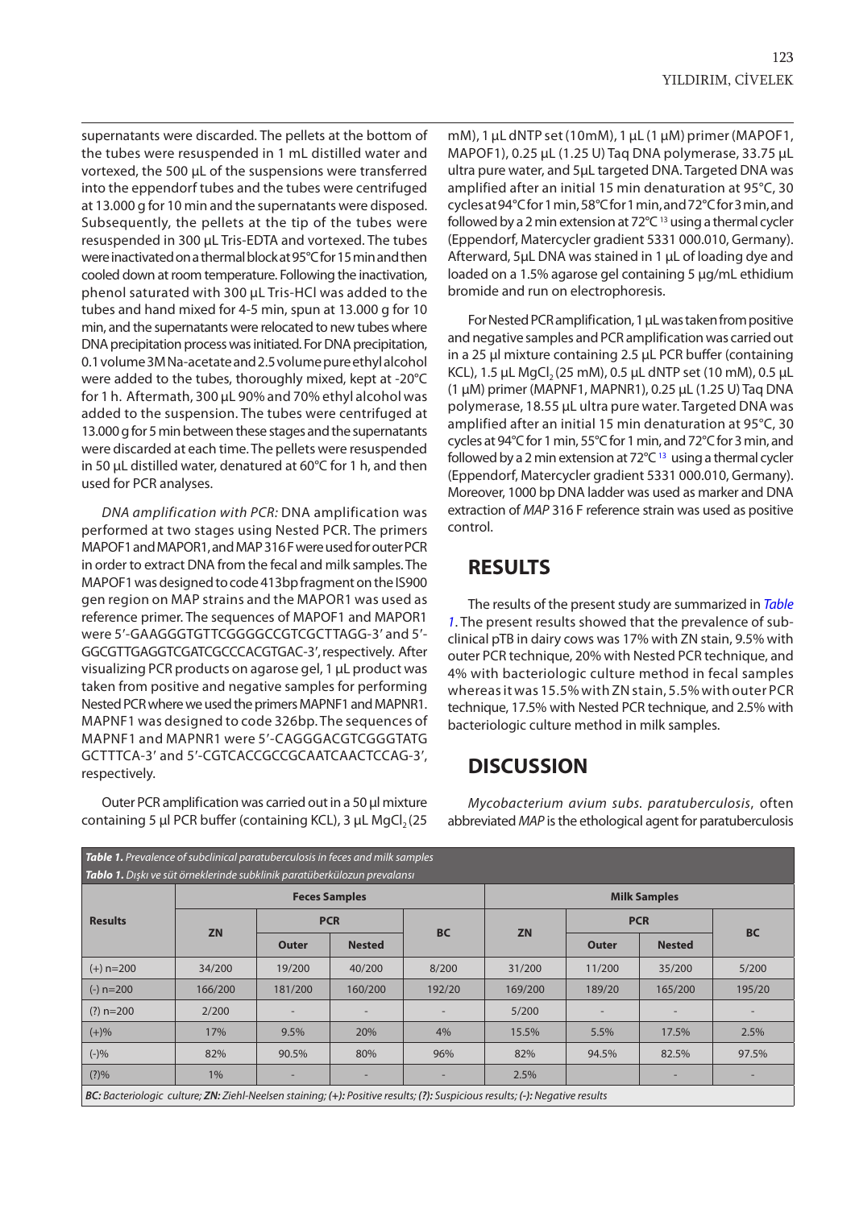supernatants were discarded. The pellets at the bottom of the tubes were resuspended in 1 mL distilled water and vortexed, the 500 µL of the suspensions were transferred into the eppendorf tubes and the tubes were centrifuged at 13.000 g for 10 min and the supernatants were disposed. Subsequently, the pellets at the tip of the tubes were resuspended in 300 µL Tris-EDTA and vortexed. The tubes were inactivated on a thermal block at 95°C for 15 min and then cooled down at room temperature. Following the inactivation, phenol saturated with 300 µL Tris-HCl was added to the tubes and hand mixed for 4-5 min, spun at 13.000 g for 10 min, and the supernatants were relocated to new tubes where DNA precipitation process was initiated. For DNA precipitation, 0.1 volume 3M Na-acetate and 2.5 volume pure ethyl alcohol were added to the tubes, thoroughly mixed, kept at -20°C for 1 h. Aftermath, 300 µL 90% and 70% ethyl alcohol was added to the suspension. The tubes were centrifuged at 13.000 g for 5 min between these stages and the supernatants were discarded at each time. The pellets were resuspended in 50 µL distilled water, denatured at 60°C for 1 h, and then used for PCR analyses.

*DNA amplification with PCR:* DNA amplification was performed at two stages using Nested PCR. The primers MAPOF1 and MAPOR1, and MAP 316 F were used for outer PCR in order to extract DNA from the fecal and milk samples. The MAPOF1 was designed to code 413bp fragment on the IS900 gen region on MAP strains and the MAPOR1 was used as reference primer. The sequences of MAPOF1 and MAPOR1 were 5'-GAAGGGTGTTCGGGGCCGTCGCTTAGG-3' and 5'-GGCGTTGAGGTCGATCGCCCACGTGAC-3', respectively. After visualizing PCR products on agarose gel, 1 µL product was taken from positive and negative samples for performing Nested PCR where we used the primers MAPNF1 and MAPNR1. MAPNF1 was designed to code 326bp. The sequences of MAPNF1 and MAPNR1 were 5'-CAGGGACGTCGGGTATG GCTTTCA-3' and 5'-CGTCACCGCCGCAATCAACTCCAG-3', respectively.

Outer PCR amplification was carried out in a 50 µl mixture containing 5 µl PCR buffer (containing KCL), 3 µL $MgCl_2$ (25 mM), 1 µL dNTP set (10mM), 1 µL (1 µM) primer (MAPOF1, MAPOF1), 0.25 µL (1.25 U) Taq DNA polymerase, 33.75 µL ultra pure water, and 5µL targeted DNA. Targeted DNA was amplified after an initial 15 min denaturation at 95°C, 30 cycles at 94°C for 1 min, 58°C for 1 min, and 72°C for 3 min, and followed by a 2 min extension at 72°C [13] using a thermal cycler (Eppendorf, Matercycler gradient 5331 000.010, Germany). Afterward, 5µL DNA was stained in 1 µL of loading dye and loaded on a 1.5% agarose gel containing 5 µg/mL ethidium bromide and run on electrophoresis.

For Nested PCR amplification, 1 µL was taken from positive and negative samples and PCR amplification was carried out in a 25 µl mixture containing 2.5 µL PCR buffer (containing KCL), 1.5 µL $MgCl_2$ (25 mM), 0.5 µL dNTP set (10 mM), 0.5 µL (1 µM) primer (MAPNF1, MAPNR1), 0.25 µL (1.25 U) Taq DNA polymerase, 18.55 µL ultra pure water. Targeted DNA was amplified after an initial 15 min denaturation at 95°C, 30 cycles at 94°C for 1 min, 55°C for 1 min, and 72°C for 3 min, and followed by a 2 min extension at 72°C [13] using a thermal cycler (Eppendorf, Matercycler gradient 5331 000.010, Germany). Moreover, 1000 bp DNA ladder was used as marker and DNA extraction of *MAP* 316 F reference strain was used as positive control.

## RESULTS

The results of the present study are summarized in *Table 1*. The present results showed that the prevalence of sub-clinical pTB in dairy cows was 17% with ZN stain, 9.5% with outer PCR technique, 20% with Nested PCR technique, and 4% with bacteriologic culture method in fecal samples whereas it was 15.5% with ZN stain, 5.5% with outer PCR technique, 17.5% with Nested PCR technique, and 2.5% with bacteriologic culture method in milk samples.

## DISCUSSION

*Mycobacterium avium subs. paratuberculosis*, often abbreviated *MAP* is the ethological agent for paratuberculosis

***Table 1.*** *Prevalence of subclinical paratuberculosis in feces and milk samples*
***Tablo 1.*** *Dışkı ve süt örneklerinde subklinik paratüberkülozun prevalansı*

| Results | Feces Samples | | | | Milk Samples | | | |
|---|---|---|---|---|---|---|---|---|
| | ZN | PCR | | BC | ZN | PCR | | BC |
| | | Outer | Nested | | | Outer | Nested | |
| (+) n=200 | 34/200 | 19/200 | 40/200 | 8/200 | 31/200 | 11/200 | 35/200 | 5/200 |
| (-) n=200 | 166/200 | 181/200 | 160/200 | 192/20 | 169/200 | 189/20 | 165/200 | 195/20 |
| (?) n=200 | 2/200 | - | - | - | 5/200 | - | - | - |
| (+)% | 17% | 9.5% | 20% | 4% | 15.5% | 5.5% | 17.5% | 2.5% |
| (-)% | 82% | 90.5% | 80% | 96% | 82% | 94.5% | 82.5% | 97.5% |
| (?)% | 1% | - | - | - | 2.5% | | - | - |

***BC:*** *Bacteriologic culture;* ***ZN:*** *Ziehl-Neelsen staining;* ***(+):*** *Positive results;* ***(?):*** *Suspicious results;* ***(-):*** *Negative results*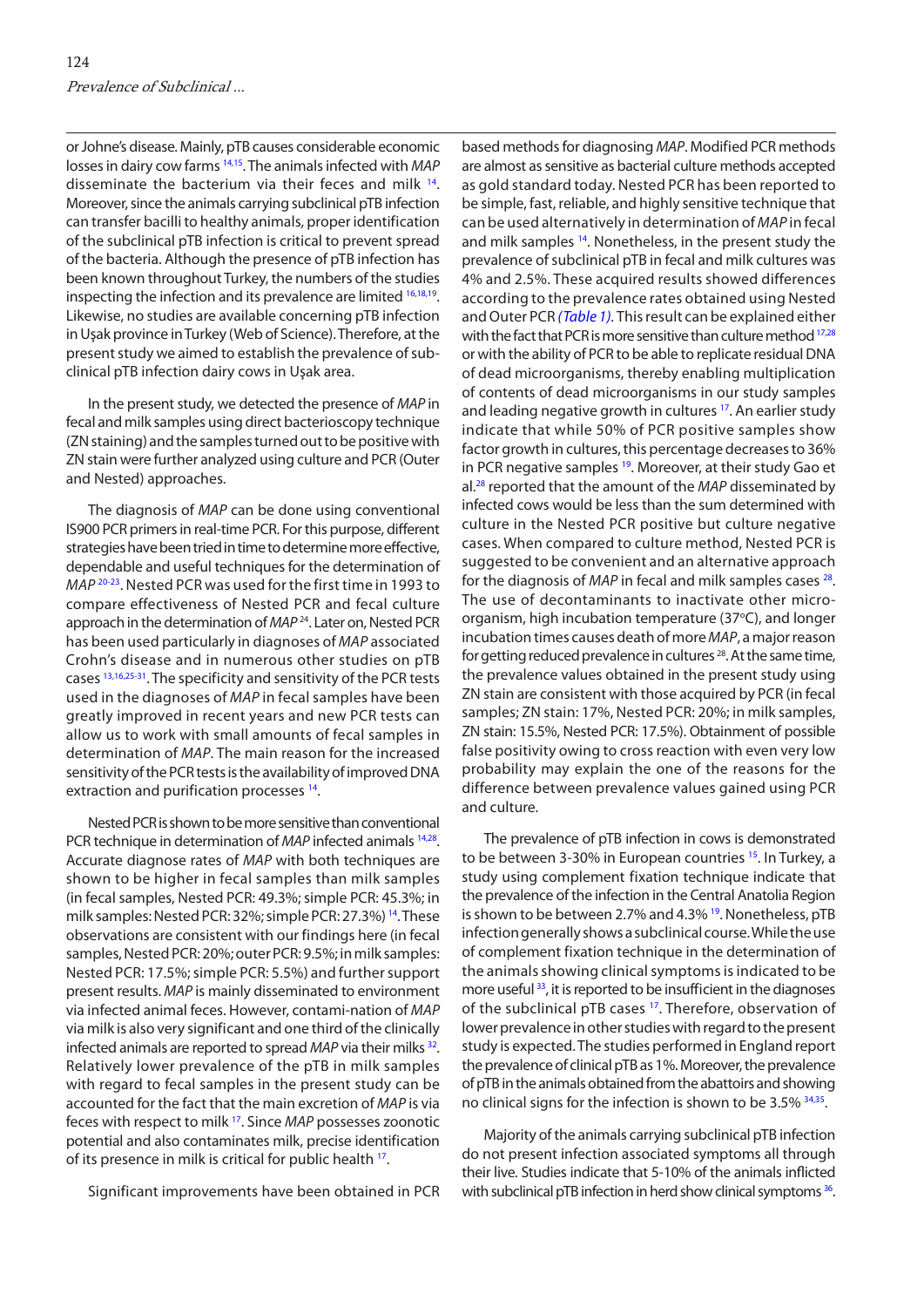or Johne's disease. Mainly, pTB causes considerable economic losses in dairy cow farms [14,15]. The animals infected with *MAP* disseminate the bacterium via their feces and milk [14]. Moreover, since the animals carrying subclinical pTB infection can transfer bacilli to healthy animals, proper identification of the subclinical pTB infection is critical to prevent spread of the bacteria. Although the presence of pTB infection has been known throughout Turkey, the numbers of the studies inspecting the infection and its prevalence are limited [16,18,19]. Likewise, no studies are available concerning pTB infection in Uşak province in Turkey (Web of Science). Therefore, at the present study we aimed to establish the prevalence of subclinical pTB infection dairy cows in Uşak area.

In the present study, we detected the presence of *MAP* in fecal and milk samples using direct bacterioscopy technique (ZN staining) and the samples turned out to be positive with ZN stain were further analyzed using culture and PCR (Outer and Nested) approaches.

The diagnosis of *MAP* can be done using conventional IS900 PCR primers in real-time PCR. For this purpose, different strategies have been tried in time to determine more effective, dependable and useful techniques for the determination of *MAP* [20-23]. Nested PCR was used for the first time in 1993 to compare effectiveness of Nested PCR and fecal culture approach in the determination of *MAP* [24]. Later on, Nested PCR has been used particularly in diagnoses of *MAP* associated Crohn's disease and in numerous other studies on pTB cases [13,16,25-31]. The specificity and sensitivity of the PCR tests used in the diagnoses of *MAP* in fecal samples have been greatly improved in recent years and new PCR tests can allow us to work with small amounts of fecal samples in determination of *MAP*. The main reason for the increased sensitivity of the PCR tests is the availability of improved DNA extraction and purification processes [14].

Nested PCR is shown to be more sensitive than conventional PCR technique in determination of *MAP* infected animals [14,28]. Accurate diagnose rates of *MAP* with both techniques are shown to be higher in fecal samples than milk samples (in fecal samples, Nested PCR: 49.3%; simple PCR: 45.3%; in milk samples: Nested PCR: 32%; simple PCR: 27.3%) [14]. These observations are consistent with our findings here (in fecal samples, Nested PCR: 20%; outer PCR: 9.5%; in milk samples: Nested PCR: 17.5%; simple PCR: 5.5%) and further support present results. *MAP* is mainly disseminated to environment via infected animal feces. However, contami-nation of *MAP* via milk is also very significant and one third of the clinically infected animals are reported to spread *MAP* via their milks [32]. Relatively lower prevalence of the pTB in milk samples with regard to fecal samples in the present study can be accounted for the fact that the main excretion of *MAP* is via feces with respect to milk [17]. Since *MAP* possesses zoonotic potential and also contaminates milk, precise identification of its presence in milk is critical for public health [17].

Significant improvements have been obtained in PCR based methods for diagnosing *MAP*. Modified PCR methods are almost as sensitive as bacterial culture methods accepted as gold standard today. Nested PCR has been reported to be simple, fast, reliable, and highly sensitive technique that can be used alternatively in determination of *MAP* in fecal and milk samples [14]. Nonetheless, in the present study the prevalence of subclinical pTB in fecal and milk cultures was 4% and 2.5%. These acquired results showed differences according to the prevalence rates obtained using Nested and Outer PCR *(Table 1)*. This result can be explained either with the fact that PCR is more sensitive than culture method [17,28] or with the ability of PCR to be able to replicate residual DNA of dead microorganisms, thereby enabling multiplication of contents of dead microorganisms in our study samples and leading negative growth in cultures [17]. An earlier study indicate that while 50% of PCR positive samples show factor growth in cultures, this percentage decreases to 36% in PCR negative samples [19]. Moreover, at their study Gao et al.[28] reported that the amount of the *MAP* disseminated by infected cows would be less than the sum determined with culture in the Nested PCR positive but culture negative cases. When compared to culture method, Nested PCR is suggested to be convenient and an alternative approach for the diagnosis of *MAP* in fecal and milk samples cases [28]. The use of decontaminants to inactivate other micro-organism, high incubation temperature (37°C), and longer incubation times causes death of more *MAP*, a major reason for getting reduced prevalence in cultures [28]. At the same time, the prevalence values obtained in the present study using ZN stain are consistent with those acquired by PCR (in fecal samples; ZN stain: 17%, Nested PCR: 20%; in milk samples, ZN stain: 15.5%, Nested PCR: 17.5%). Obtainment of possible false positivity owing to cross reaction with even very low probability may explain the one of the reasons for the difference between prevalence values gained using PCR and culture.

The prevalence of pTB infection in cows is demonstrated to be between 3-30% in European countries [15]. In Turkey, a study using complement fixation technique indicate that the prevalence of the infection in the Central Anatolia Region is shown to be between 2.7% and 4.3% [19]. Nonetheless, pTB infection generally shows a subclinical course. While the use of complement fixation technique in the determination of the animals showing clinical symptoms is indicated to be more useful [33], it is reported to be insufficient in the diagnoses of the subclinical pTB cases [17]. Therefore, observation of lower prevalence in other studies with regard to the present study is expected. The studies performed in England report the prevalence of clinical pTB as 1%. Moreover, the prevalence of pTB in the animals obtained from the abattoirs and showing no clinical signs for the infection is shown to be 3.5% [34,35].

Majority of the animals carrying subclinical pTB infection do not present infection associated symptoms all through their live. Studies indicate that 5-10% of the animals inflicted with subclinical pTB infection in herd show clinical symptoms [36].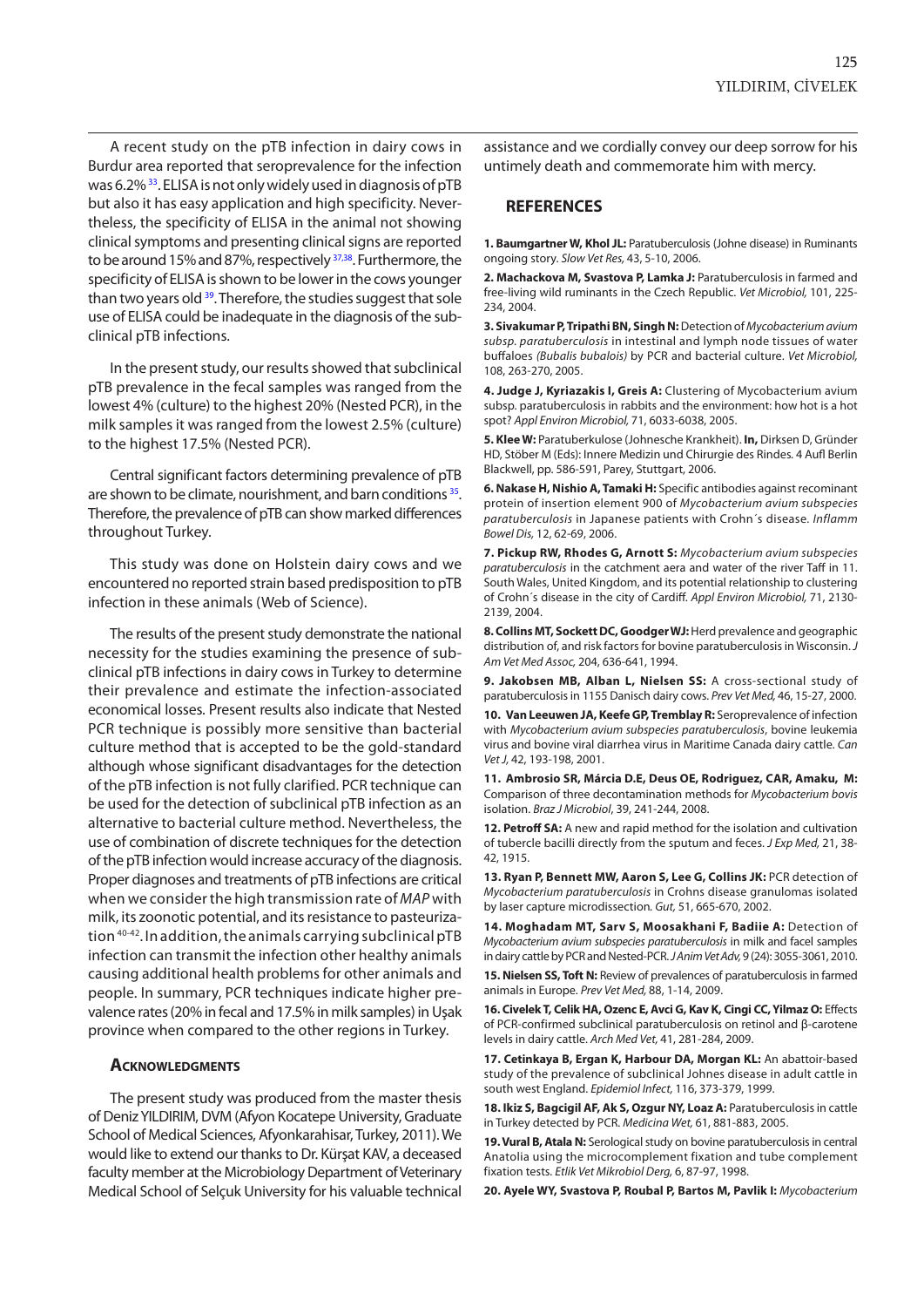A recent study on the pTB infection in dairy cows in Burdur area reported that seroprevalence for the infection was 6.2% [33]. ELISA is not only widely used in diagnosis of pTB but also it has easy application and high specificity. Nevertheless, the specificity of ELISA in the animal not showing clinical symptoms and presenting clinical signs are reported to be around 15% and 87%, respectively [37,38]. Furthermore, the specificity of ELISA is shown to be lower in the cows younger than two years old [39]. Therefore, the studies suggest that sole use of ELISA could be inadequate in the diagnosis of the subclinical pTB infections.

In the present study, our results showed that subclinical pTB prevalence in the fecal samples was ranged from the lowest 4% (culture) to the highest 20% (Nested PCR), in the milk samples it was ranged from the lowest 2.5% (culture) to the highest 17.5% (Nested PCR).

Central significant factors determining prevalence of pTB are shown to be climate, nourishment, and barn conditions [35]. Therefore, the prevalence of pTB can show marked differences throughout Turkey.

This study was done on Holstein dairy cows and we encountered no reported strain based predisposition to pTB infection in these animals (Web of Science).

The results of the present study demonstrate the national necessity for the studies examining the presence of subclinical pTB infections in dairy cows in Turkey to determine their prevalence and estimate the infection-associated economical losses. Present results also indicate that Nested PCR technique is possibly more sensitive than bacterial culture method that is accepted to be the gold-standard although whose significant disadvantages for the detection of the pTB infection is not fully clarified. PCR technique can be used for the detection of subclinical pTB infection as an alternative to bacterial culture method. Nevertheless, the use of combination of discrete techniques for the detection of the pTB infection would increase accuracy of the diagnosis. Proper diagnoses and treatments of pTB infections are critical when we consider the high transmission rate of *MAP* with milk, its zoonotic potential, and its resistance to pasteurization [40-42]. In addition, the animals carrying subclinical pTB infection can transmit the infection other healthy animals causing additional health problems for other animals and people. In summary, PCR techniques indicate higher prevalence rates (20% in fecal and 17.5% in milk samples) in Uşak province when compared to the other regions in Turkey.

## Acknowledgments

The present study was produced from the master thesis of Deniz YILDIRIM, DVM (Afyon Kocatepe University, Graduate School of Medical Sciences, Afyonkarahisar, Turkey, 2011). We would like to extend our thanks to Dr. Kürşat KAV, a deceased faculty member at the Microbiology Department of Veterinary Medical School of Selçuk University for his valuable technical assistance and we cordially convey our deep sorrow for his untimely death and commemorate him with mercy.

## REFERENCES

**1. Baumgartner W, Khol JL:** Paratuberculosis (Johne disease) in Ruminants ongoing story. *Slow Vet Res,* 43, 5-10, 2006.

**2. Machackova M, Svastova P, Lamka J:** Paratuberculosis in farmed and free-living wild ruminants in the Czech Republic. *Vet Microbiol,* 101, 225-234, 2004.

**3. Sivakumar P, Tripathi BN, Singh N:** Detection of *Mycobacterium avium subsp. paratuberculosis* in intestinal and lymph node tissues of water buffaloes *(Bubalis bubalois)* by PCR and bacterial culture. *Vet Microbiol,* 108, 263-270, 2005.

**4. Judge J, Kyriazakis I, Greis A:** Clustering of Mycobacterium avium subsp. paratuberculosis in rabbits and the environment: how hot is a hot spot? *Appl Environ Microbiol,* 71, 6033-6038, 2005.

**5. Klee W:** Paratuberkulose (Johnesche Krankheit). **In,** Dirksen D, Gründer HD, Stöber M (Eds): Innere Medizin und Chirurgie des Rindes. 4 Aufl Berlin Blackwell, pp. 586-591, Parey, Stuttgart, 2006.

**6. Nakase H, Nishio A, Tamaki H:** Specific antibodies against recominant protein of insertion element 900 of *Mycobacterium avium subspecies paratuberculosis* in Japanese patients with Crohn´s disease. *Inflamm Bowel Dis,* 12, 62-69, 2006.

**7. Pickup RW, Rhodes G, Arnott S:** *Mycobacterium avium subspecies paratuberculosis* in the catchment aera and water of the river Taff in 11. South Wales, United Kingdom, and its potential relationship to clustering of Crohn´s disease in the city of Cardiff. *Appl Environ Microbiol,* 71, 2130-2139, 2004.

**8. Collins MT, Sockett DC, Goodger WJ:** Herd prevalence and geographic distribution of, and risk factors for bovine paratuberculosis in Wisconsin. *J Am Vet Med Assoc,* 204, 636-641, 1994.

**9. Jakobsen MB, Alban L, Nielsen SS:** A cross-sectional study of paratuberculosis in 1155 Danisch dairy cows. *Prev Vet Med,* 46, 15-27, 2000.

**10. Van Leeuwen JA, Keefe GP, Tremblay R:** Seroprevalence of infection with *Mycobacterium avium subspecies paratuberculosis*, bovine leukemia virus and bovine viral diarrhea virus in Maritime Canada dairy cattle. *Can Vet J,* 42, 193-198, 2001.

**11. Ambrosio SR, Márcia D.E, Deus OE, Rodriguez, CAR, Amaku, M:** Comparison of three decontamination methods for *Mycobacterium bovis* isolation. *Braz J Microbiol*, 39, 241-244, 2008.

**12. Petroff SA:** A new and rapid method for the isolation and cultivation of tubercle bacilli directly from the sputum and feces. *J Exp Med,* 21, 38-42, 1915.

**13. Ryan P, Bennett MW, Aaron S, Lee G, Collins JK:** PCR detection of *Mycobacterium paratuberculosis* in Crohns disease granulomas isolated by laser capture microdissection. *Gut,* 51, 665-670, 2002.

**14. Moghadam MT, Sarv S, Moosakhani F, Badiie A:** Detection of *Mycobacterium avium subspecies paratuberculosis* in milk and facel samples in dairy cattle by PCR and Nested-PCR. *J Anim Vet Adv,* 9 (24): 3055-3061, 2010.

**15. Nielsen SS, Toft N:** Review of prevalences of paratuberculosis in farmed animals in Europe. *Prev Vet Med,* 88, 1-14, 2009.

**16. Civelek T, Celik HA, Ozenc E, Avci G, Kav K, Cingi CC, Yilmaz O:** Effects of PCR-confirmed subclinical paratuberculosis on retinol and β-carotene levels in dairy cattle. *Arch Med Vet,* 41, 281-284, 2009.

**17. Cetinkaya B, Ergan K, Harbour DA, Morgan KL:** An abattoir-based study of the prevalence of subclinical Johnes disease in adult cattle in south west England. *Epidemiol Infect,* 116, 373-379, 1999.

**18. Ikiz S, Bagcigil AF, Ak S, Ozgur NY, Loaz A:** Paratuberculosis in cattle in Turkey detected by PCR. *Medicina Wet,* 61, 881-883, 2005.

**19. Vural B, Atala N:** Serological study on bovine paratuberculosis in central Anatolia using the microcomplement fixation and tube complement fixation tests. *Etlik Vet Mikrobiol Derg,* 6, 87-97, 1998.

**20. Ayele WY, Svastova P, Roubal P, Bartos M, Pavlik I:** *Mycobacterium*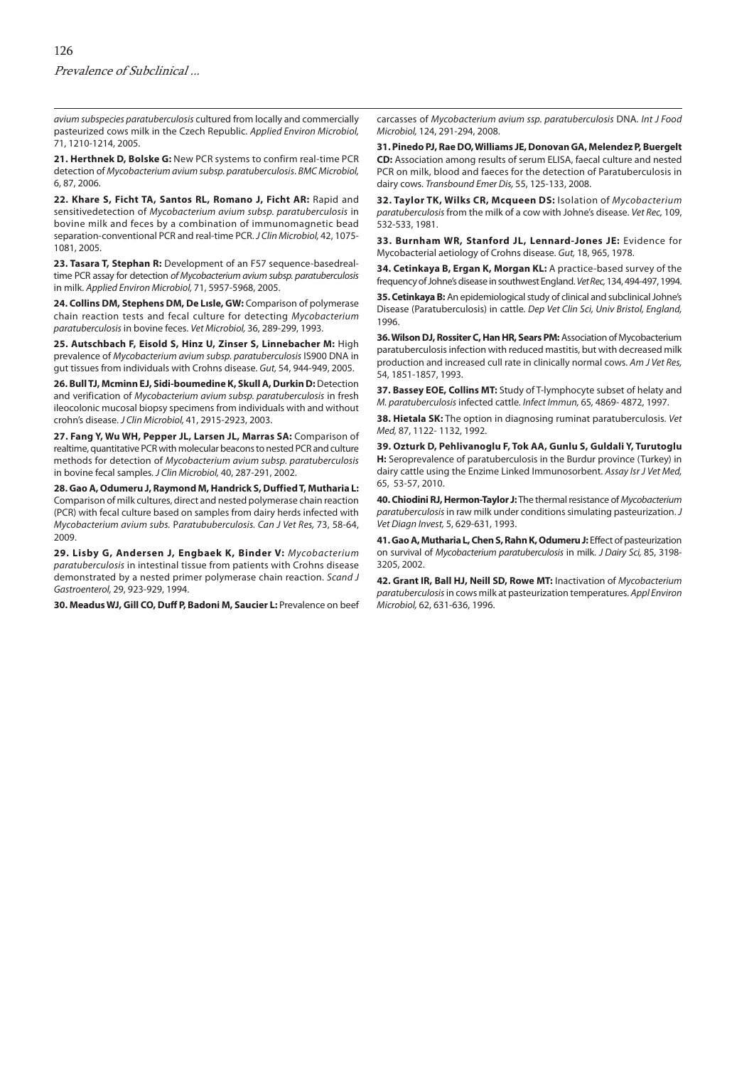*avium subspecies paratuberculosis* cultured from locally and commercially pasteurized cows milk in the Czech Republic. *Applied Environ Microbiol,* 71, 1210-1214, 2005.

**21. Herthnek D, Bolske G:** New PCR systems to confirm real-time PCR detection of *Mycobacterium avium subsp. paratuberculosis*. *BMC Microbiol,* 6, 87, 2006.

**22. Khare S, Ficht TA, Santos RL, Romano J, Ficht AR:** Rapid and sensitivedetection of *Mycobacterium avium subsp. paratuberculosis* in bovine milk and feces by a combination of immunomagnetic bead separation-conventional PCR and real-time PCR. *J Clin Microbiol,* 42, 1075-1081, 2005.

**23. Tasara T, Stephan R:** Development of an F57 sequence-basedreal-time PCR assay for detection *of Mycobacterium avium subsp. paratuberculosis* in milk. *Applied Environ Microbiol,* 71, 5957-5968, 2005.

**24. Collins DM, Stephens DM, De Lısle, GW:** Comparison of polymerase chain reaction tests and fecal culture for detecting *Mycobacterium paratuberculosis* in bovine feces. *Vet Microbiol,* 36, 289-299, 1993.

**25. Autschbach F, Eisold S, Hinz U, Zinser S, Linnebacher M:** High prevalence of *Mycobacterium avium subsp. paratuberculosis* IS900 DNA in gut tissues from individuals with Crohns disease. *Gut,* 54, 944-949, 2005.

**26. Bull TJ, Mcminn EJ, Sidi-boumedine K, Skull A, Durkin D:** Detection and verification of *Mycobacterium avium subsp. paratuberculosis* in fresh ileocolonic mucosal biopsy specimens from individuals with and without crohn's disease. *J Clin Microbiol,* 41, 2915-2923, 2003.

**27. Fang Y, Wu WH, Pepper JL, Larsen JL, Marras SA:** Comparison of realtime, quantitative PCR with molecular beacons to nested PCR and culture methods for detection of *Mycobacterium avium subsp. paratuberculosis* in bovine fecal samples. *J Clin Microbiol,* 40, 287-291, 2002.

**28. Gao A, Odumeru J, Raymond M, Handrick S, Duffied T, Mutharia L:** Comparison of milk cultures, direct and nested polymerase chain reaction (PCR) with fecal culture based on samples from dairy herds infected with *Mycobacterium avium subs.* P*aratububerculosis. Can J Vet Res,* 73, 58-64, 2009.

**29. Lisby G, Andersen J, Engbaek K, Binder V:** *Mycobacterium paratuberculosis* in intestinal tissue from patients with Crohns disease demonstrated by a nested primer polymerase chain reaction. *Scand J Gastroenterol,* 29, 923-929, 1994.

**30. Meadus WJ, Gill CO, Duff P, Badoni M, Saucier L:** Prevalence on beef carcasses of *Mycobacterium avium ssp. paratuberculosis* DNA. *Int J Food Microbiol,* 124, 291-294, 2008.

**31. Pinedo PJ, Rae DO, Williams JE, Donovan GA, Melendez P, Buergelt CD:** Association among results of serum ELISA, faecal culture and nested PCR on milk, blood and faeces for the detection of Paratuberculosis in dairy cows. *Transbound Emer Dis,* 55, 125-133, 2008.

**32. Taylor TK, Wilks CR, Mcqueen DS:** Isolation of *Mycobacterium paratuberculosis* from the milk of a cow with Johne's disease. *Vet Rec,* 109, 532-533, 1981.

**33. Burnham WR, Stanford JL, Lennard-Jones JE:** Evidence for Mycobacterial aetiology of Crohns disease. *Gut,* 18, 965, 1978.

**34. Cetinkaya B, Ergan K, Morgan KL:** A practice-based survey of the frequency of Johne's disease in southwest England. *Vet Rec,* 134, 494-497, 1994.

**35. Cetinkaya B:** An epidemiological study of clinical and subclinical Johne's Disease (Paratuberculosis) in cattle. *Dep Vet Clin Sci, Univ Bristol, England,* 1996.

**36. Wilson DJ, Rossiter C, Han HR, Sears PM:** Association of Mycobacterium paratuberculosis infection with reduced mastitis, but with decreased milk production and increased cull rate in clinically normal cows. *Am J Vet Res,* 54, 1851-1857, 1993.

**37. Bassey EOE, Collins MT:** Study of T-lymphocyte subset of helaty and *M. paratuberculosis* infected cattle. *Infect Immun,* 65, 4869- 4872, 1997.

**38. Hietala SK:** The option in diagnosing ruminat paratuberculosis. *Vet Med,* 87, 1122- 1132, 1992.

**39. Ozturk D, Pehlivanoglu F, Tok AA, Gunlu S, Guldali Y, Turutoglu H:** Seroprevalence of paratuberculosis in the Burdur province (Turkey) in dairy cattle using the Enzime Linked Immunosorbent. *Assay Isr J Vet Med,* 65, 53-57, 2010.

**40. Chiodini RJ, Hermon-Taylor J:** The thermal resistance of *Mycobacterium paratuberculosis* in raw milk under conditions simulating pasteurization. *J Vet Diagn Invest,* 5, 629-631, 1993.

**41. Gao A, Mutharia L, Chen S, Rahn K, Odumeru J:** Effect of pasteurization on survival of *Mycobacterium paratuberculosis* in milk. *J Dairy Sci,* 85, 3198-3205, 2002.

**42. Grant IR, Ball HJ, Neill SD, Rowe MT:** Inactivation of *Mycobacterium paratuberculosis* in cows milk at pasteurization temperatures. *Appl Environ Microbiol,* 62, 631-636, 1996.